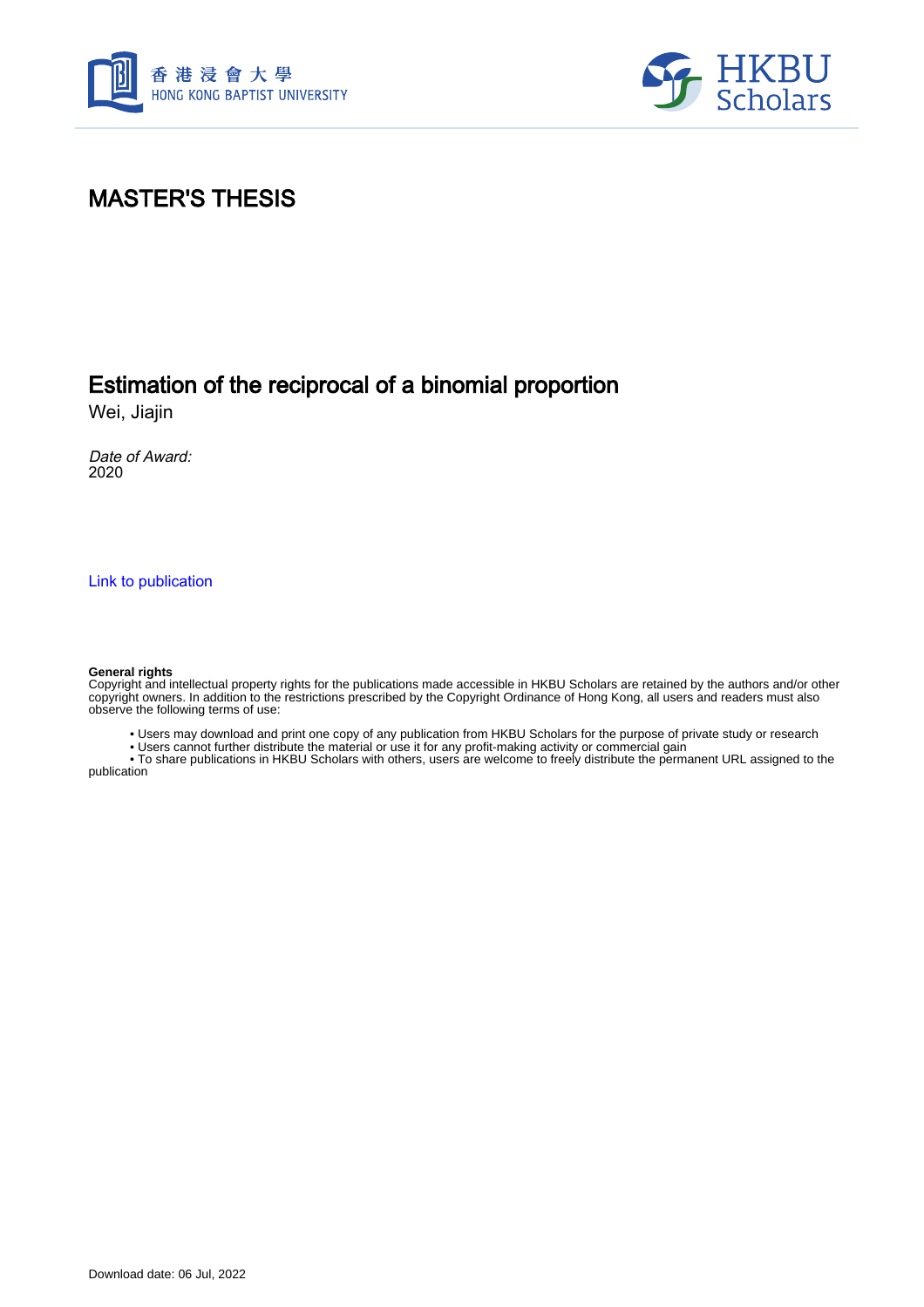# MASTER'S THESIS

## Estimation of the reciprocal of a binomial proportion

Wei, Jiajin

*Date of Award:*
2020

Link to publication

**General rights**
Copyright and intellectual property rights for the publications made accessible in HKBU Scholars are retained by the authors and/or other copyright owners. In addition to the restrictions prescribed by the Copyright Ordinance of Hong Kong, all users and readers must also observe the following terms of use:

- Users may download and print one copy of any publication from HKBU Scholars for the purpose of private study or research
- Users cannot further distribute the material or use it for any profit-making activity or commercial gain
- To share publications in HKBU Scholars with others, users are welcome to freely distribute the permanent URL assigned to the publication

Download date: 06 Jul, 2022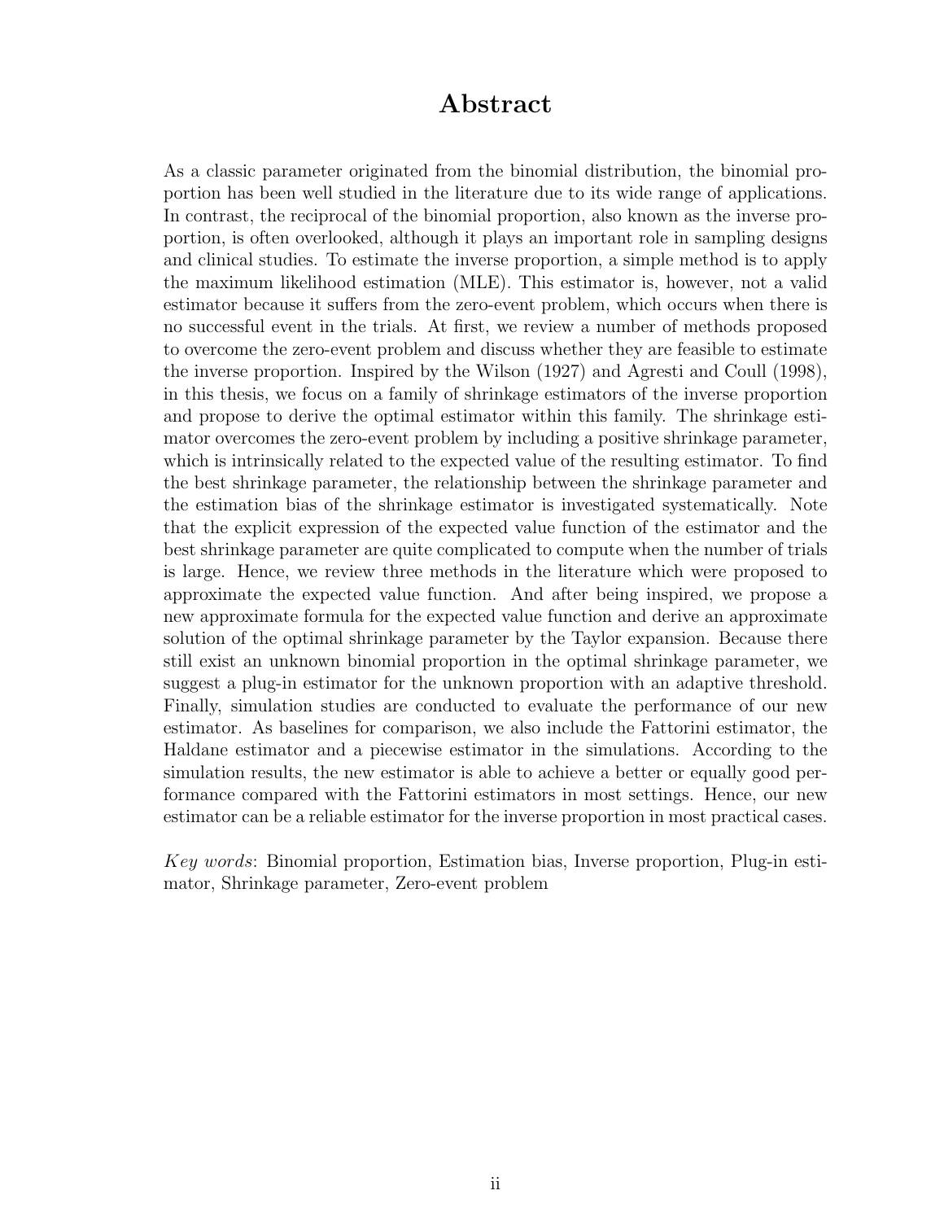# Abstract

As a classic parameter originated from the binomial distribution, the binomial proportion has been well studied in the literature due to its wide range of applications. In contrast, the reciprocal of the binomial proportion, also known as the inverse proportion, is often overlooked, although it plays an important role in sampling designs and clinical studies. To estimate the inverse proportion, a simple method is to apply the maximum likelihood estimation (MLE). This estimator is, however, not a valid estimator because it suffers from the zero-event problem, which occurs when there is no successful event in the trials. At first, we review a number of methods proposed to overcome the zero-event problem and discuss whether they are feasible to estimate the inverse proportion. Inspired by the Wilson (1927) and Agresti and Coull (1998), in this thesis, we focus on a family of shrinkage estimators of the inverse proportion and propose to derive the optimal estimator within this family. The shrinkage estimator overcomes the zero-event problem by including a positive shrinkage parameter, which is intrinsically related to the expected value of the resulting estimator. To find the best shrinkage parameter, the relationship between the shrinkage parameter and the estimation bias of the shrinkage estimator is investigated systematically. Note that the explicit expression of the expected value function of the estimator and the best shrinkage parameter are quite complicated to compute when the number of trials is large. Hence, we review three methods in the literature which were proposed to approximate the expected value function. And after being inspired, we propose a new approximate formula for the expected value function and derive an approximate solution of the optimal shrinkage parameter by the Taylor expansion. Because there still exist an unknown binomial proportion in the optimal shrinkage parameter, we suggest a plug-in estimator for the unknown proportion with an adaptive threshold. Finally, simulation studies are conducted to evaluate the performance of our new estimator. As baselines for comparison, we also include the Fattorini estimator, the Haldane estimator and a piecewise estimator in the simulations. According to the simulation results, the new estimator is able to achieve a better or equally good performance compared with the Fattorini estimators in most settings. Hence, our new estimator can be a reliable estimator for the inverse proportion in most practical cases.

*Key words*: Binomial proportion, Estimation bias, Inverse proportion, Plug-in estimator, Shrinkage parameter, Zero-event problem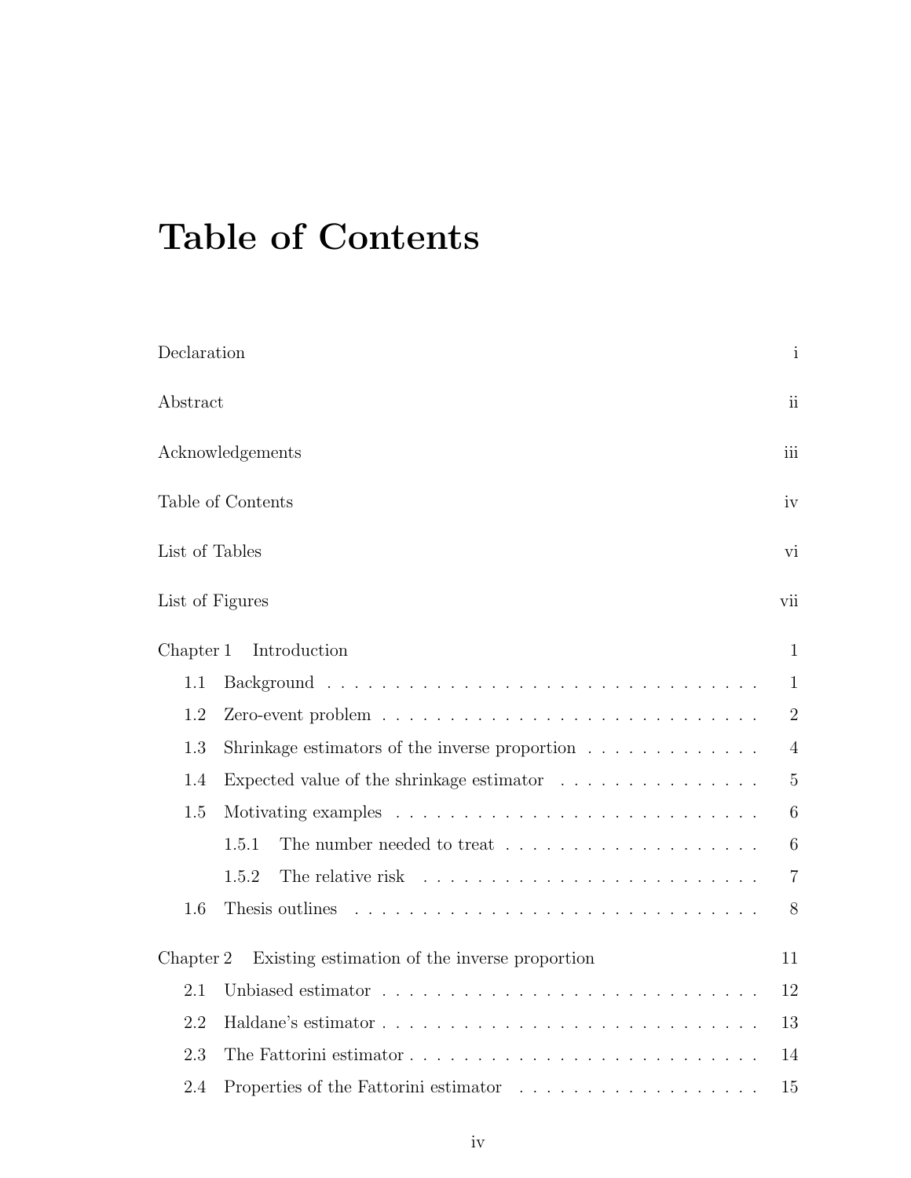# Table of Contents

Declaration i

Abstract ii

Acknowledgements iii

Table of Contents iv

List of Tables vi

List of Figures vii

Chapter 1 Introduction 1

- 1.1 Background . . . . . . . . . . . . . . . . . . . . . . . . . . . . . . . . 1
- 1.2 Zero-event problem . . . . . . . . . . . . . . . . . . . . . . . . . . . 2
- 1.3 Shrinkage estimators of the inverse proportion . . . . . . . . . . . . 4
- 1.4 Expected value of the shrinkage estimator . . . . . . . . . . . . . . . 5
- 1.5 Motivating examples . . . . . . . . . . . . . . . . . . . . . . . . . . . 6
  - 1.5.1 The number needed to treat . . . . . . . . . . . . . . . . . . 6
  - 1.5.2 The relative risk . . . . . . . . . . . . . . . . . . . . . . . . 7
- 1.6 Thesis outlines . . . . . . . . . . . . . . . . . . . . . . . . . . . . . . 8

Chapter 2 Existing estimation of the inverse proportion 11

- 2.1 Unbiased estimator . . . . . . . . . . . . . . . . . . . . . . . . . . . 12
- 2.2 Haldane's estimator . . . . . . . . . . . . . . . . . . . . . . . . . . . 13
- 2.3 The Fattorini estimator . . . . . . . . . . . . . . . . . . . . . . . . . 14
- 2.4 Properties of the Fattorini estimator . . . . . . . . . . . . . . . . . . 15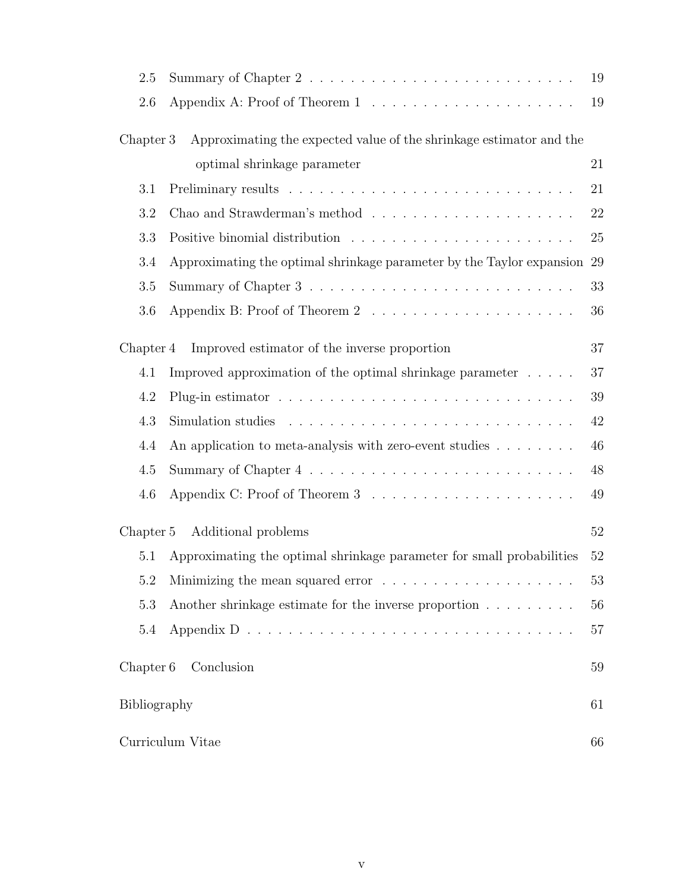2.5 Summary of Chapter 2 . . . . . . . . . . . . . . . . . . . . . . . . . . 19

2.6 Appendix A: Proof of Theorem 1 . . . . . . . . . . . . . . . . . . . . 19

Chapter 3 Approximating the expected value of the shrinkage estimator and the optimal shrinkage parameter 21

3.1 Preliminary results . . . . . . . . . . . . . . . . . . . . . . . . . . . . 21

3.2 Chao and Strawderman's method . . . . . . . . . . . . . . . . . . . . 22

3.3 Positive binomial distribution . . . . . . . . . . . . . . . . . . . . . . 25

3.4 Approximating the optimal shrinkage parameter by the Taylor expansion 29

3.5 Summary of Chapter 3 . . . . . . . . . . . . . . . . . . . . . . . . . . 33

3.6 Appendix B: Proof of Theorem 2 . . . . . . . . . . . . . . . . . . . . 36

Chapter 4 Improved estimator of the inverse proportion 37

4.1 Improved approximation of the optimal shrinkage parameter . . . . . 37

4.2 Plug-in estimator . . . . . . . . . . . . . . . . . . . . . . . . . . . . . 39

4.3 Simulation studies . . . . . . . . . . . . . . . . . . . . . . . . . . . . 42

4.4 An application to meta-analysis with zero-event studies . . . . . . . . 46

4.5 Summary of Chapter 4 . . . . . . . . . . . . . . . . . . . . . . . . . . 48

4.6 Appendix C: Proof of Theorem 3 . . . . . . . . . . . . . . . . . . . . 49

Chapter 5 Additional problems 52

5.1 Approximating the optimal shrinkage parameter for small probabilities 52

5.2 Minimizing the mean squared error . . . . . . . . . . . . . . . . . . . 53

5.3 Another shrinkage estimate for the inverse proportion . . . . . . . . . 56

5.4 Appendix D . . . . . . . . . . . . . . . . . . . . . . . . . . . . . . . . 57

Chapter 6 Conclusion 59

Bibliography 61

Curriculum Vitae 66